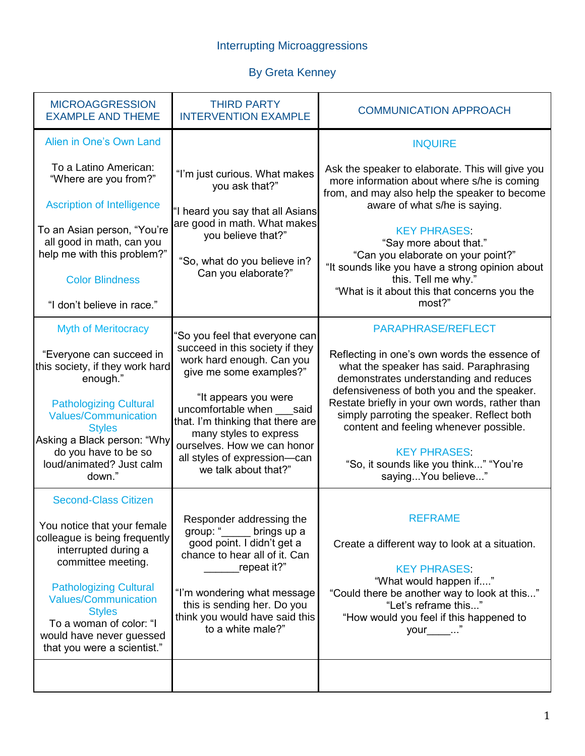# Interrupting Microaggressions

## By Greta Kenney

| MICROAGGRESSION EXAMPLE AND THEME | THIRD PARTY INTERVENTION EXAMPLE | COMMUNICATION APPROACH |
|---|---|---|
| Alien in One's Own Land<br><br>To a Latino American: "Where are you from?"<br><br>Ascription of Intelligence<br><br>To an Asian person, "You're all good in math, can you help me with this problem?"<br><br>Color Blindness<br><br>"I don't believe in race." | "I'm just curious. What makes you ask that?"<br><br>"I heard you say that all Asians are good in math. What makes you believe that?"<br><br>"So, what do you believe in? Can you elaborate?" | INQUIRE<br><br>Ask the speaker to elaborate. This will give you more information about where s/he is coming from, and may also help the speaker to become aware of what s/he is saying.<br><br>KEY PHRASES:<br>"Say more about that."<br>"Can you elaborate on your point?"<br>"It sounds like you have a strong opinion about this. Tell me why."<br>"What is it about this that concerns you the most?" |
| Myth of Meritocracy<br><br>"Everyone can succeed in this society, if they work hard enough."<br><br>Pathologizing Cultural Values/Communication Styles<br>Asking a Black person: "Why do you have to be so loud/animated? Just calm down." | "So you feel that everyone can succeed in this society if they work hard enough. Can you give me some examples?"<br><br>"It appears you were uncomfortable when ___said that. I'm thinking that there are many styles to express ourselves. How we can honor all styles of expression—can we talk about that?" | PARAPHRASE/REFLECT<br><br>Reflecting in one's own words the essence of what the speaker has said. Paraphrasing demonstrates understanding and reduces defensiveness of both you and the speaker. Restate briefly in your own words, rather than simply parroting the speaker. Reflect both content and feeling whenever possible.<br><br>KEY PHRASES:<br>"So, it sounds like you think..." "You're saying...You believe..." |
| Second-Class Citizen<br><br>You notice that your female colleague is being frequently interrupted during a committee meeting.<br><br>Pathologizing Cultural Values/Communication Styles<br>To a woman of color: "I would have never guessed that you were a scientist." | Responder addressing the group: "_____ brings up a good point. I didn't get a chance to hear all of it. Can ______repeat it?"<br><br>"I'm wondering what message this is sending her. Do you think you would have said this to a white male?" | REFRAME<br><br>Create a different way to look at a situation.<br><br>KEY PHRASES:<br>"What would happen if...."<br>"Could there be another way to look at this..."<br>"Let's reframe this..."<br>"How would you feel if this happened to your____..." |
| | | |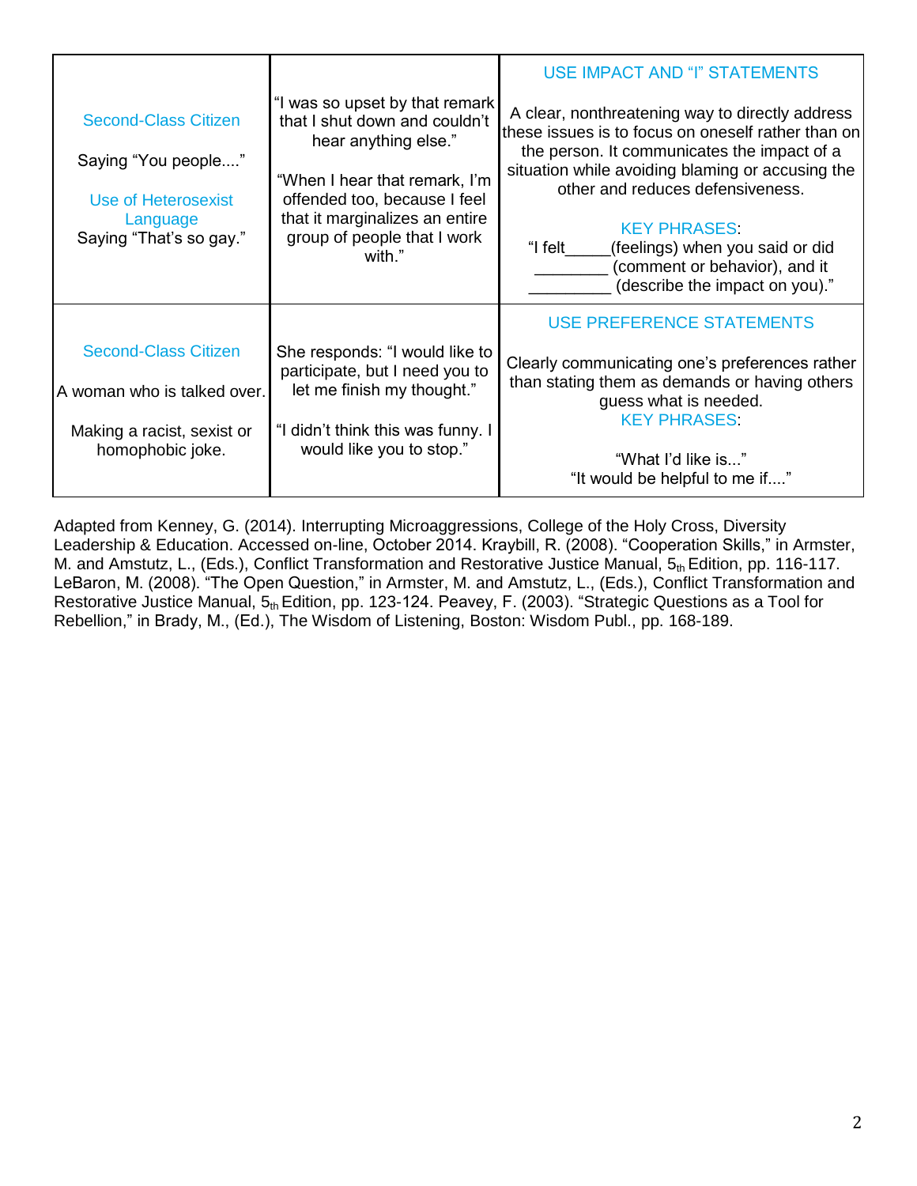| | | |
|---|---|---|
| Second-Class Citizen<br><br>Saying "You people...."<br><br>Use of Heterosexist Language<br>Saying "That's so gay." | "I was so upset by that remark that I shut down and couldn't hear anything else."<br><br>"When I hear that remark, I'm offended too, because I feel that it marginalizes an entire group of people that I work with." | USE IMPACT AND "I" STATEMENTS<br><br>A clear, nonthreatening way to directly address these issues is to focus on oneself rather than on the person. It communicates the impact of a situation while avoiding blaming or accusing the other and reduces defensiveness.<br><br>KEY PHRASES:<br>"I felt_____(feelings) when you said or did ________ (comment or behavior), and it _________ (describe the impact on you)." |
| Second-Class Citizen<br><br>A woman who is talked over.<br><br>Making a racist, sexist or homophobic joke. | She responds: "I would like to participate, but I need you to let me finish my thought."<br><br>"I didn't think this was funny. I would like you to stop." | USE PREFERENCE STATEMENTS<br><br>Clearly communicating one's preferences rather than stating them as demands or having others guess what is needed.<br>KEY PHRASES:<br><br>"What I'd like is..."<br>"It would be helpful to me if...." |

Adapted from Kenney, G. (2014). Interrupting Microaggressions, College of the Holy Cross, Diversity Leadership & Education. Accessed on-line, October 2014. Kraybill, R. (2008). "Cooperation Skills," in Armster, M. and Amstutz, L., (Eds.), Conflict Transformation and Restorative Justice Manual, 5th Edition, pp. 116-117. LeBaron, M. (2008). "The Open Question," in Armster, M. and Amstutz, L., (Eds.), Conflict Transformation and Restorative Justice Manual, 5th Edition, pp. 123-124. Peavey, F. (2003). "Strategic Questions as a Tool for Rebellion," in Brady, M., (Ed.), The Wisdom of Listening, Boston: Wisdom Publ., pp. 168-189.